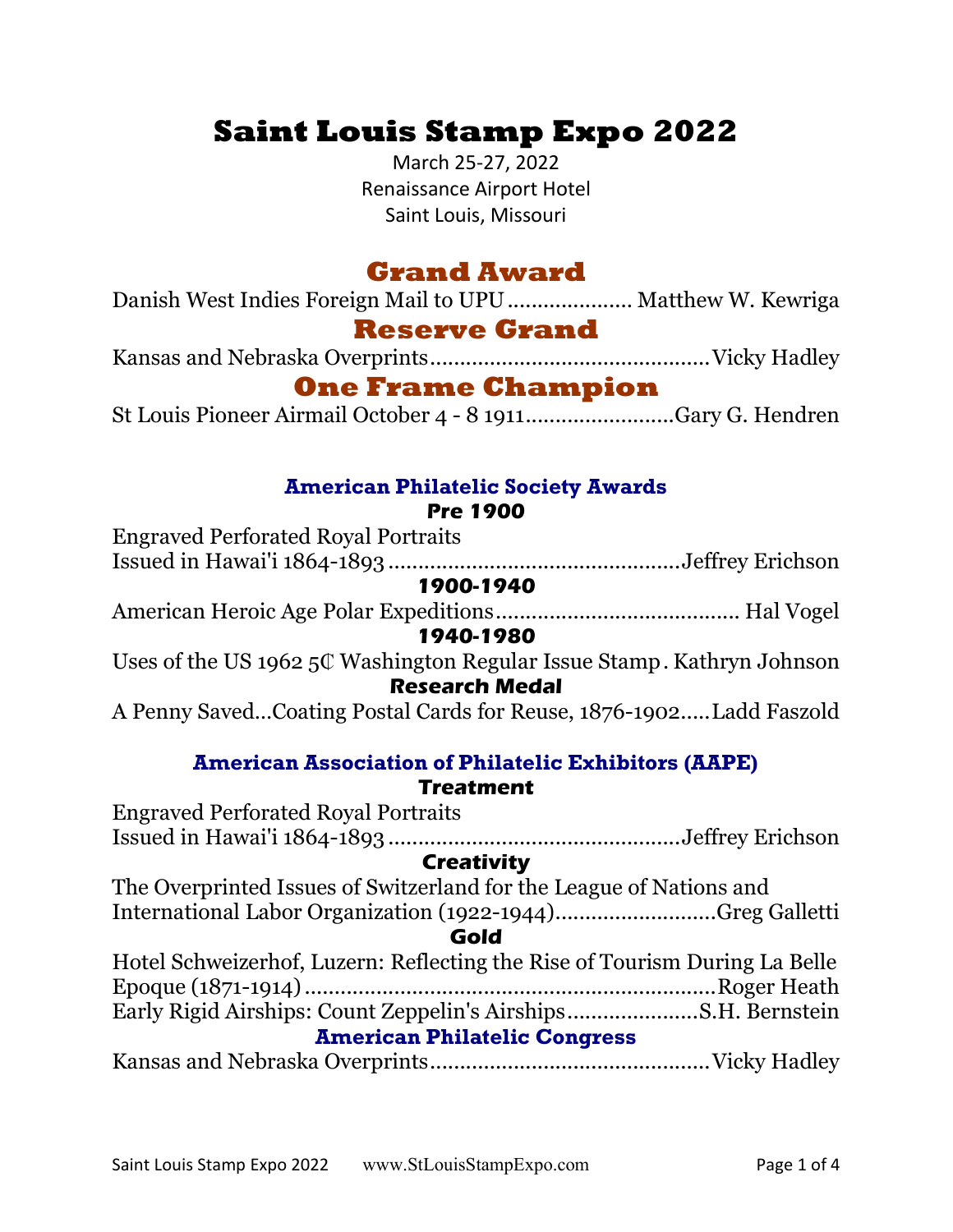# Saint Louis Stamp Expo 2022

March 25-27, 2022
Renaissance Airport Hotel
Saint Louis, Missouri

## Grand Award

Danish West Indies Foreign Mail to UPU .................... Matthew W. Kewriga

## Reserve Grand

Kansas and Nebraska Overprints.............................................Vicky Hadley

## One Frame Champion

St Louis Pioneer Airmail October 4 - 8 1911........................Gary G. Hendren

### American Philatelic Society Awards

#### Pre 1900

Engraved Perforated Royal Portraits
Issued in Hawai'i 1864-1893 ...............................................Jeffrey Erichson

#### 1900-1940

American Heroic Age Polar Expeditions....................................... Hal Vogel

#### 1940-1980

Uses of the US 1962 5₵ Washington Regular Issue Stamp . Kathryn Johnson

#### Research Medal

A Penny Saved...Coating Postal Cards for Reuse, 1876-1902.....Ladd Faszold

### American Association of Philatelic Exhibitors (AAPE)

#### Treatment

Engraved Perforated Royal Portraits
Issued in Hawai'i 1864-1893 ...............................................Jeffrey Erichson

#### Creativity

The Overprinted Issues of Switzerland for the League of Nations and
International Labor Organization (1922-1944)..........................Greg Galletti

#### Gold

Hotel Schweizerhof, Luzern: Reflecting the Rise of Tourism During La Belle
Epoque (1871-1914) ....................................................................Roger Heath
Early Rigid Airships: Count Zeppelin's Airships......................S.H. Bernstein

### American Philatelic Congress

Kansas and Nebraska Overprints.............................................Vicky Hadley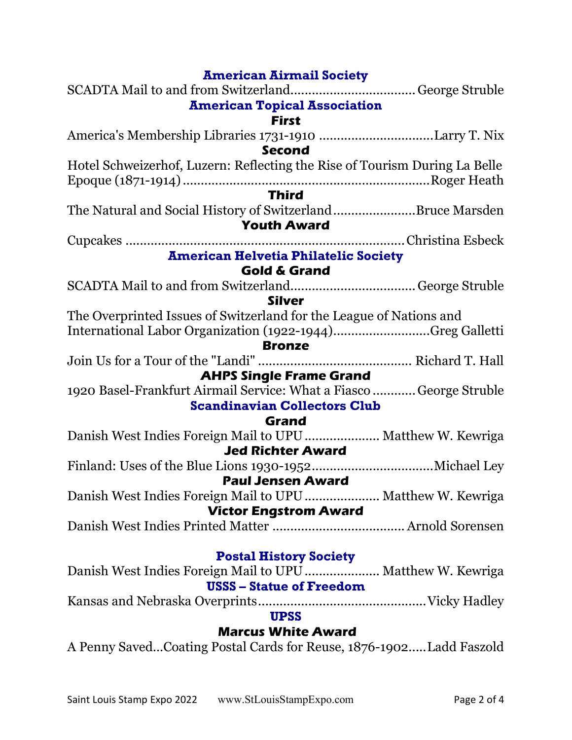## American Airmail Society

SCADTA Mail to and from Switzerland.................................George Struble

## American Topical Association

### First

America's Membership Libraries 1731-1910 ...............................Larry T. Nix

### Second

Hotel Schweizerhof, Luzern: Reflecting the Rise of Tourism During La Belle Epoque (1871-1914)....................................................................Roger Heath

### Third

The Natural and Social History of Switzerland.......................Bruce Marsden

### Youth Award

Cupcakes ...........................................................................Christina Esbeck

## American Helvetia Philatelic Society

### Gold & Grand

SCADTA Mail to and from Switzerland..................................George Struble

### Silver

The Overprinted Issues of Switzerland for the League of Nations and International Labor Organization (1922-1944)...........................Greg Galletti

### Bronze

Join Us for a Tour of the "Landi" .......................................... Richard T. Hall

### AHPS Single Frame Grand

1920 Basel-Frankfurt Airmail Service: What a Fiasco ............George Struble

## Scandinavian Collectors Club

### Grand

Danish West Indies Foreign Mail to UPU .................... Matthew W. Kewriga

### Jed Richter Award

Finland: Uses of the Blue Lions 1930-1952.................................Michael Ley

### Paul Jensen Award

Danish West Indies Foreign Mail to UPU .................... Matthew W. Kewriga

### Victor Engstrom Award

Danish West Indies Printed Matter .................................... Arnold Sorensen

## Postal History Society

Danish West Indies Foreign Mail to UPU .................... Matthew W. Kewriga

## USSS – Statue of Freedom

Kansas and Nebraska Overprints..............................................Vicky Hadley

## UPSS

### Marcus White Award

A Penny Saved...Coating Postal Cards for Reuse, 1876-1902.....Ladd Faszold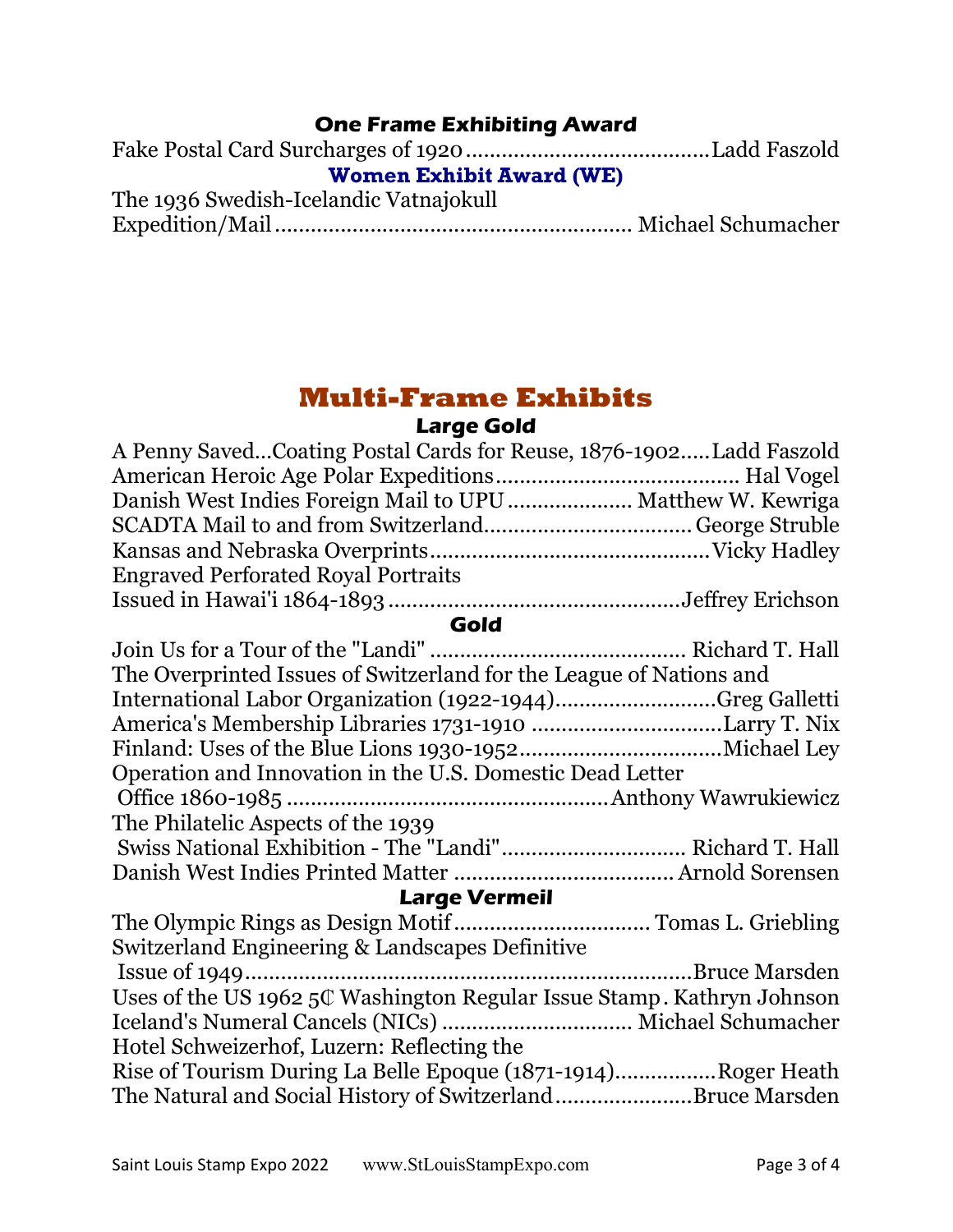### One Frame Exhibiting Award

Fake Postal Card Surcharges of 1920 ........................................Ladd Faszold

### Women Exhibit Award (WE)

The 1936 Swedish-Icelandic Vatnajokull Expedition/Mail ........................................................ Michael Schumacher

# Multi-Frame Exhibits

### Large Gold

A Penny Saved...Coating Postal Cards for Reuse, 1876-1902.....Ladd Faszold
American Heroic Age Polar Expeditions........................................ Hal Vogel
Danish West Indies Foreign Mail to UPU .................... Matthew W. Kewriga
SCADTA Mail to and from Switzerland.................................. George Struble
Kansas and Nebraska Overprints...............................................Vicky Hadley
Engraved Perforated Royal Portraits Issued in Hawai'i 1864-1893 ................................................Jeffrey Erichson

### Gold

Join Us for a Tour of the "Landi" .......................................... Richard T. Hall
The Overprinted Issues of Switzerland for the League of Nations and International Labor Organization (1922-1944)...........................Greg Galletti
America's Membership Libraries 1731-1910 ................................Larry T. Nix
Finland: Uses of the Blue Lions 1930-1952.................................Michael Ley
Operation and Innovation in the U.S. Domestic Dead Letter Office 1860-1985 .....................................................Anthony Wawrukiewicz
The Philatelic Aspects of the 1939 Swiss National Exhibition - The "Landi"............................... Richard T. Hall
Danish West Indies Printed Matter ..................................... Arnold Sorensen

### Large Vermeil

The Olympic Rings as Design Motif ................................ Tomas L. Griebling
Switzerland Engineering & Landscapes Definitive Issue of 1949............................................................................Bruce Marsden
Uses of the US 1962 5₵ Washington Regular Issue Stamp. Kathryn Johnson
Iceland's Numeral Cancels (NICs) ............................... Michael Schumacher
Hotel Schweizerhof, Luzern: Reflecting the Rise of Tourism During La Belle Epoque (1871-1914).................Roger Heath
The Natural and Social History of Switzerland.......................Bruce Marsden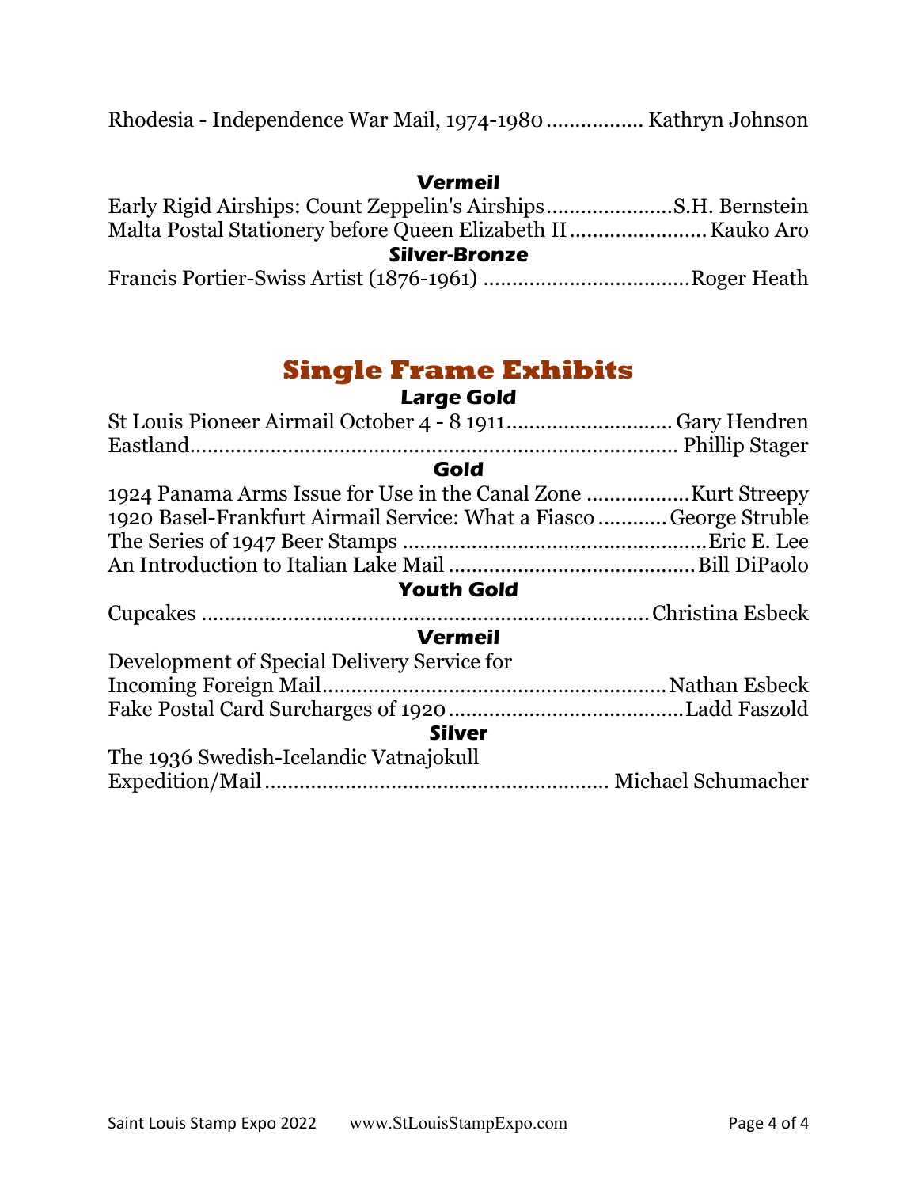Rhodesia - Independence War Mail, 1974-1980................. Kathryn Johnson

### Vermeil

Early Rigid Airships: Count Zeppelin's Airships......................S.H. Bernstein
Malta Postal Stationery before Queen Elizabeth II........................Kauko Aro

### Silver-Bronze

Francis Portier-Swiss Artist (1876-1961) ...................................Roger Heath

## Single Frame Exhibits

### Large Gold

St Louis Pioneer Airmail October 4 - 8 1911............................. Gary Hendren
Eastland.................................................................................... Phillip Stager

### Gold

1924 Panama Arms Issue for Use in the Canal Zone ..................Kurt Streepy
1920 Basel-Frankfurt Airmail Service: What a Fiasco ............George Struble
The Series of 1947 Beer Stamps .....................................................Eric E. Lee
An Introduction to Italian Lake Mail ...........................................Bill DiPaolo

### Youth Gold

Cupcakes ............................................................................Christina Esbeck

### Vermeil

Development of Special Delivery Service for
Incoming Foreign Mail...........................................................Nathan Esbeck
Fake Postal Card Surcharges of 1920.........................................Ladd Faszold

### Silver

The 1936 Swedish-Icelandic Vatnajokull
Expedition/Mail........................................................... Michael Schumacher